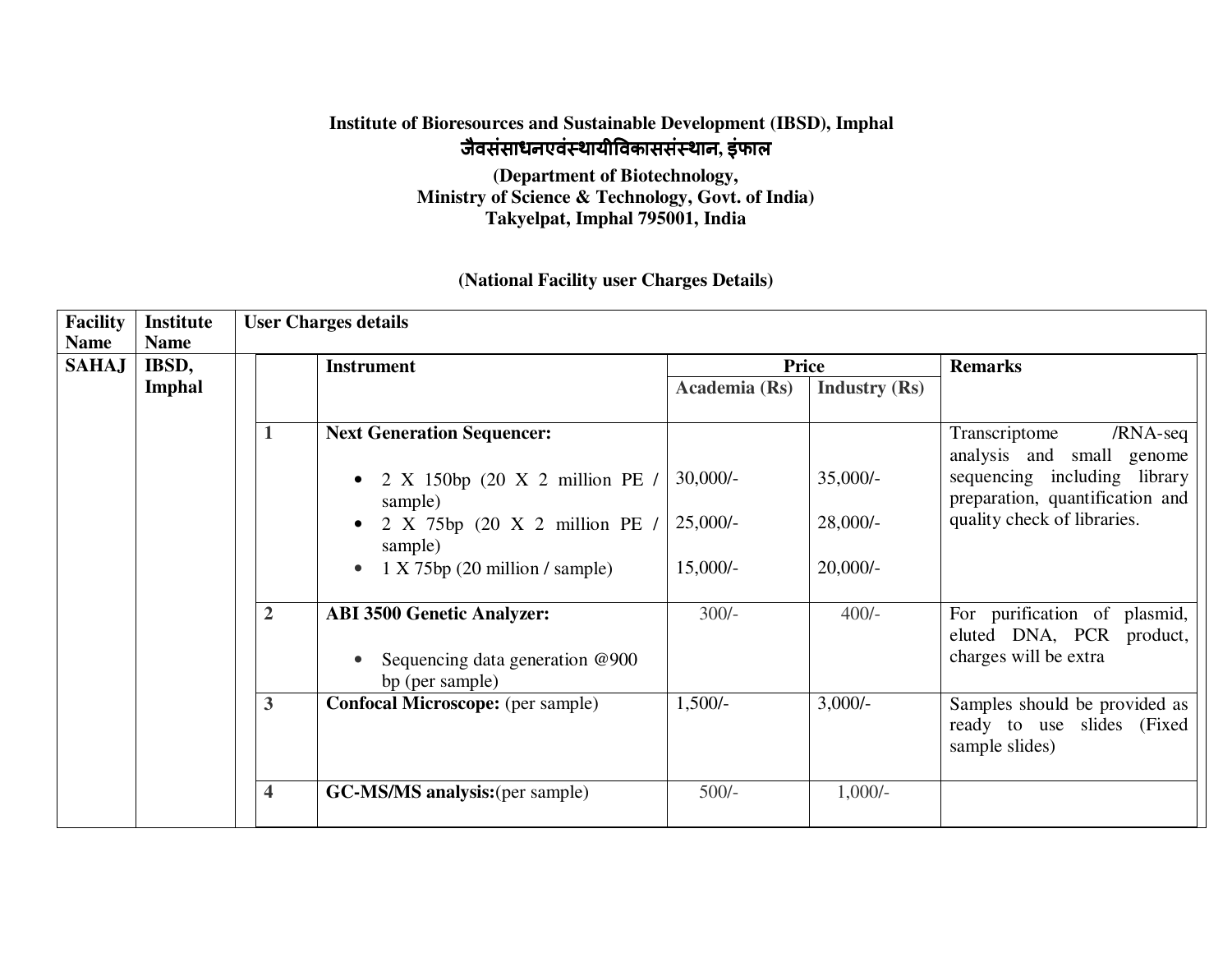**Institute of Bioresources and Sustainable Development (IBSD), Imphal**

**जैवसंसाधनएवंस्थायीविकाससंस्थान, इंफाल**

**(Department of Biotechnology,**
**Ministry of Science & Technology, Govt. of India)**
**Takyelpat, Imphal 795001, India**

**(National Facility user Charges Details)**

| Facility Name | Institute Name | User Charges details | | | | |
|---|---|---|---|---|---|---|
| | | | **Instrument** | **Price** | | **Remarks** |
| | | | | **Academia (Rs)** | **Industry (Rs)** | |
| **SAHAJ** | **IBSD, Imphal** | **1** | **Next Generation Sequencer:**<br>• 2 X 150bp (20 X 2 million PE / sample)<br>• 2 X 75bp (20 X 2 million PE / sample)<br>• 1 X 75bp (20 million / sample) | 30,000/-<br>25,000/-<br>15,000/- | 35,000/-<br>28,000/-<br>20,000/- | Transcriptome /RNA-seq analysis and small genome sequencing including library preparation, quantification and quality check of libraries. |
| | | **2** | **ABI 3500 Genetic Analyzer:**<br>• Sequencing data generation @900 bp (per sample) | 300/- | 400/- | For purification of plasmid, eluted DNA, PCR product, charges will be extra |
| | | **3** | **Confocal Microscope:** (per sample) | 1,500/- | 3,000/- | Samples should be provided as ready to use slides (Fixed sample slides) |
| | | **4** | **GC-MS/MS analysis:**(per sample) | 500/- | 1,000/- | |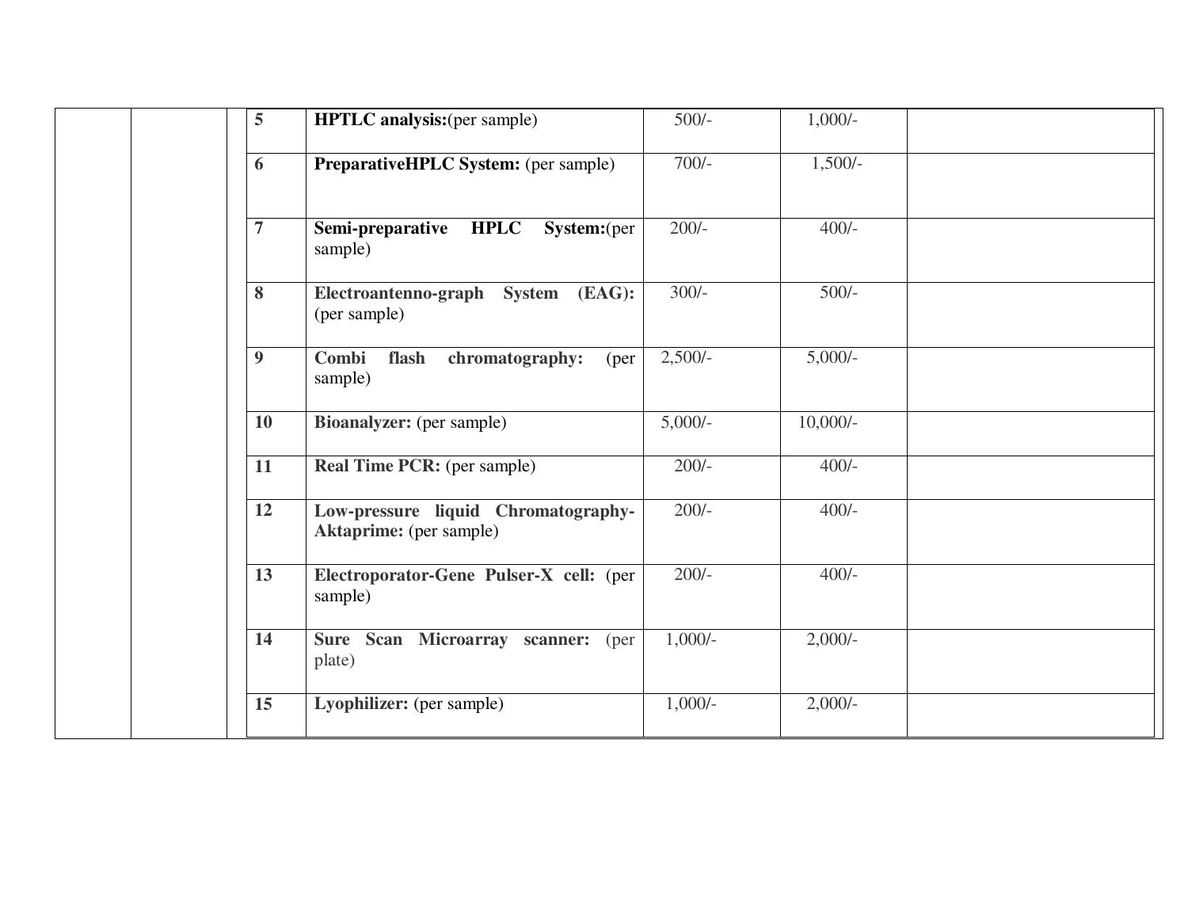| | | | | | | |
|---|---|---|---|---|---|---|
| | | 5 | **HPTLC analysis:**(per sample) | 500/- | 1,000/- | |
| | | 6 | **PreparativeHPLC System:** (per sample) | 700/- | 1,500/- | |
| | | 7 | **Semi-preparative HPLC System:**(per sample) | 200/- | 400/- | |
| | | 8 | **Electroantenno-graph System (EAG):** (per sample) | 300/- | 500/- | |
| | | 9 | **Combi flash chromatography:** (per sample) | 2,500/- | 5,000/- | |
| | | 10 | **Bioanalyzer:** (per sample) | 5,000/- | 10,000/- | |
| | | 11 | **Real Time PCR:** (per sample) | 200/- | 400/- | |
| | | 12 | **Low-pressure liquid Chromatography-Aktaprime:** (per sample) | 200/- | 400/- | |
| | | 13 | **Electroporator-Gene Pulser-X cell:** (per sample) | 200/- | 400/- | |
| | | 14 | **Sure Scan Microarray scanner:** (per plate) | 1,000/- | 2,000/- | |
| | | 15 | **Lyophilizer:** (per sample) | 1,000/- | 2,000/- | |